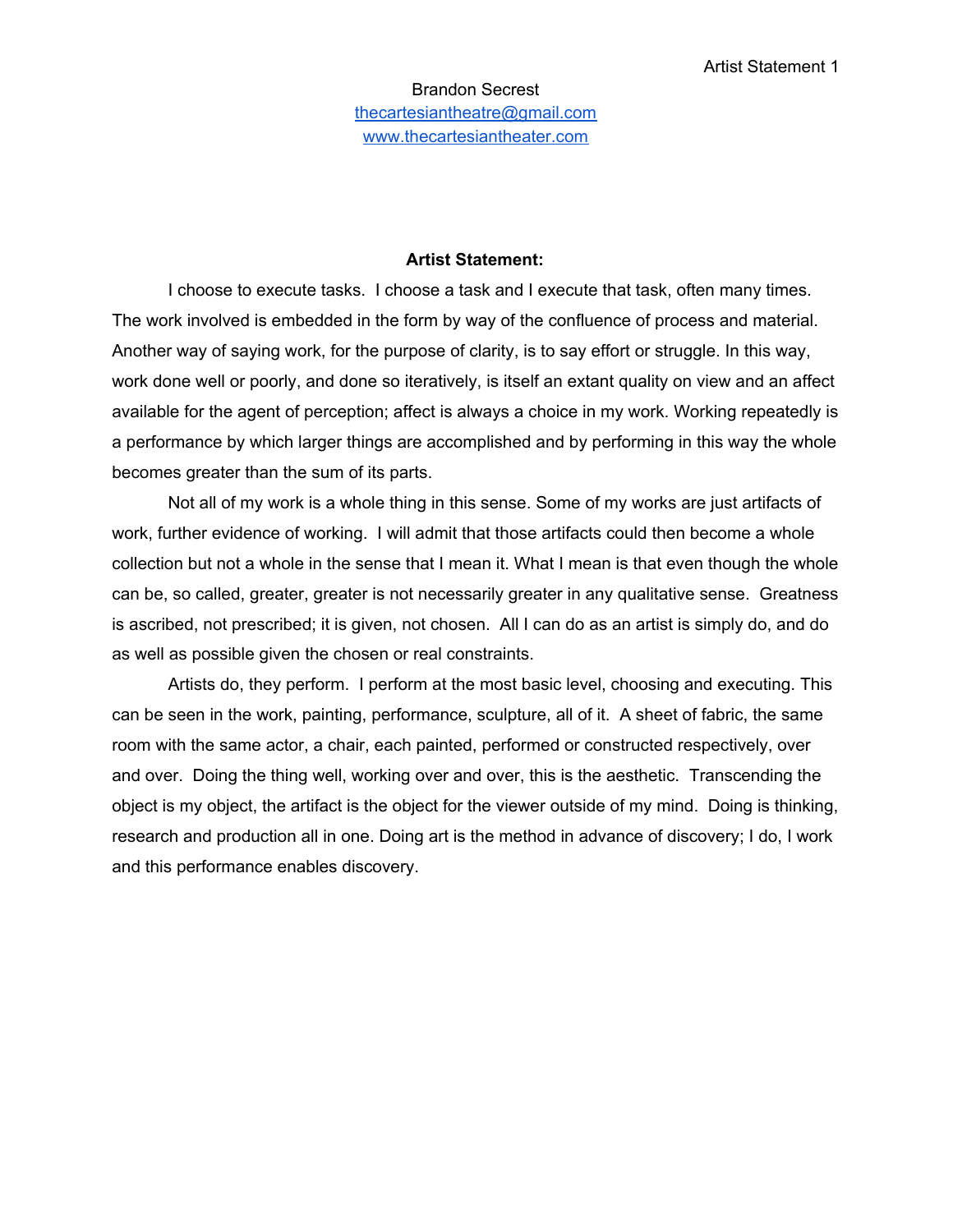Brandon Secrest
thecartesiantheatre@gmail.com
www.thecartesiantheater.com

**Artist Statement:**

I choose to execute tasks. I choose a task and I execute that task, often many times. The work involved is embedded in the form by way of the confluence of process and material. Another way of saying work, for the purpose of clarity, is to say effort or struggle. In this way, work done well or poorly, and done so iteratively, is itself an extant quality on view and an affect available for the agent of perception; affect is always a choice in my work. Working repeatedly is a performance by which larger things are accomplished and by performing in this way the whole becomes greater than the sum of its parts.

Not all of my work is a whole thing in this sense. Some of my works are just artifacts of work, further evidence of working. I will admit that those artifacts could then become a whole collection but not a whole in the sense that I mean it. What I mean is that even though the whole can be, so called, greater, greater is not necessarily greater in any qualitative sense. Greatness is ascribed, not prescribed; it is given, not chosen. All I can do as an artist is simply do, and do as well as possible given the chosen or real constraints.

Artists do, they perform. I perform at the most basic level, choosing and executing. This can be seen in the work, painting, performance, sculpture, all of it. A sheet of fabric, the same room with the same actor, a chair, each painted, performed or constructed respectively, over and over. Doing the thing well, working over and over, this is the aesthetic. Transcending the object is my object, the artifact is the object for the viewer outside of my mind. Doing is thinking, research and production all in one. Doing art is the method in advance of discovery; I do, I work and this performance enables discovery.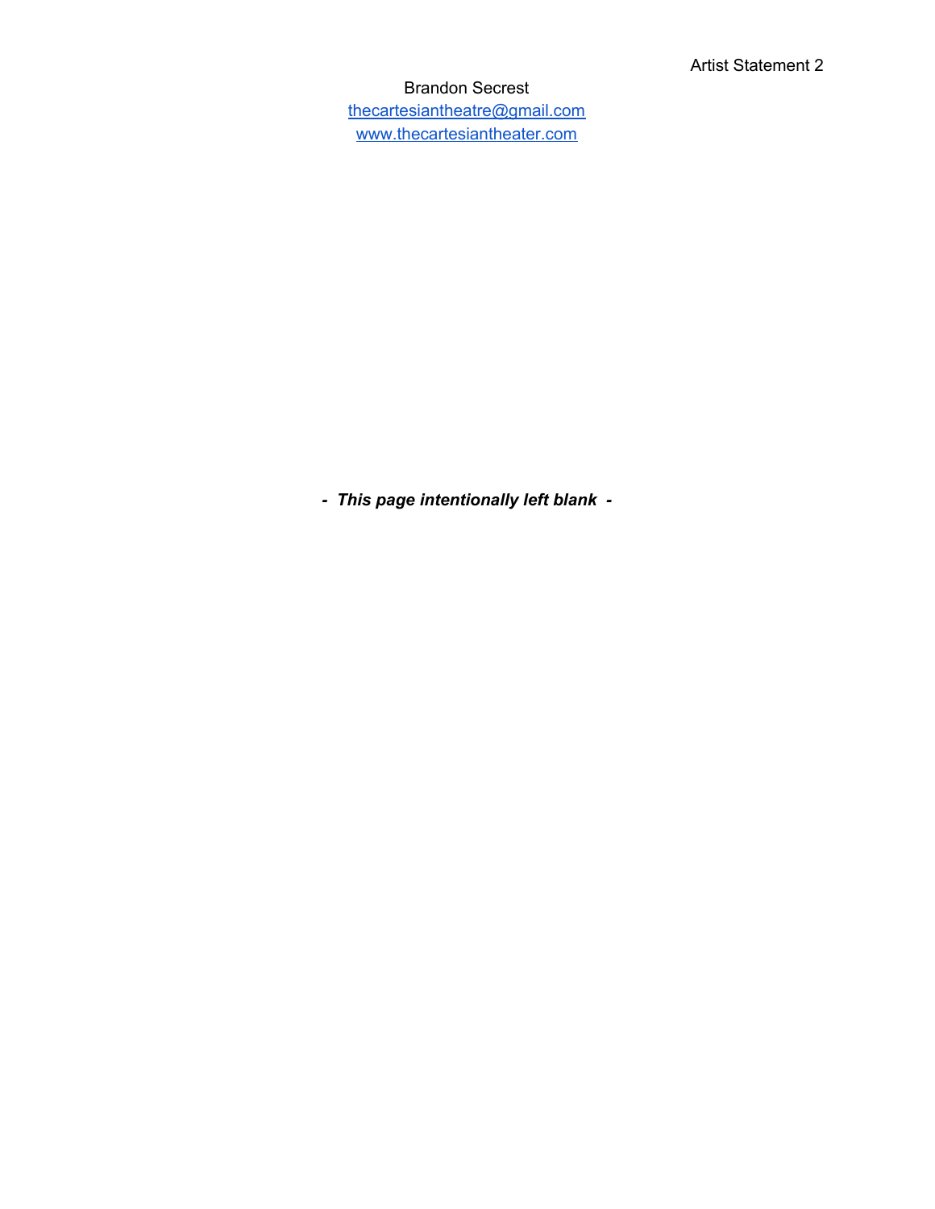Brandon Secrest
thecartesiantheatre@gmail.com
www.thecartesiantheater.com

***- This page intentionally left blank -***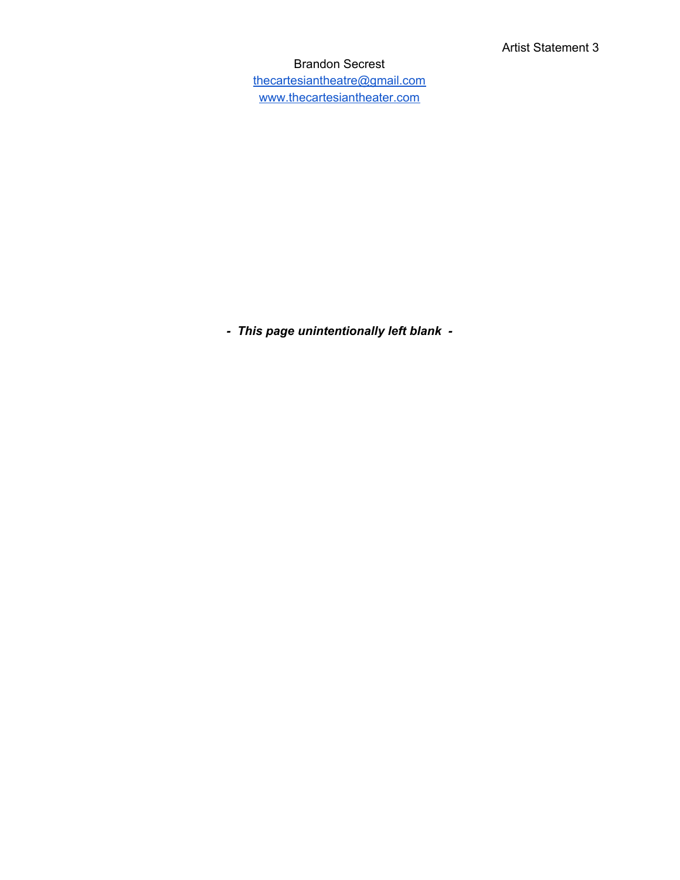Brandon Secrest
thecartesiantheatre@gmail.com
www.thecartesiantheater.com

***- This page unintentionally left blank -***